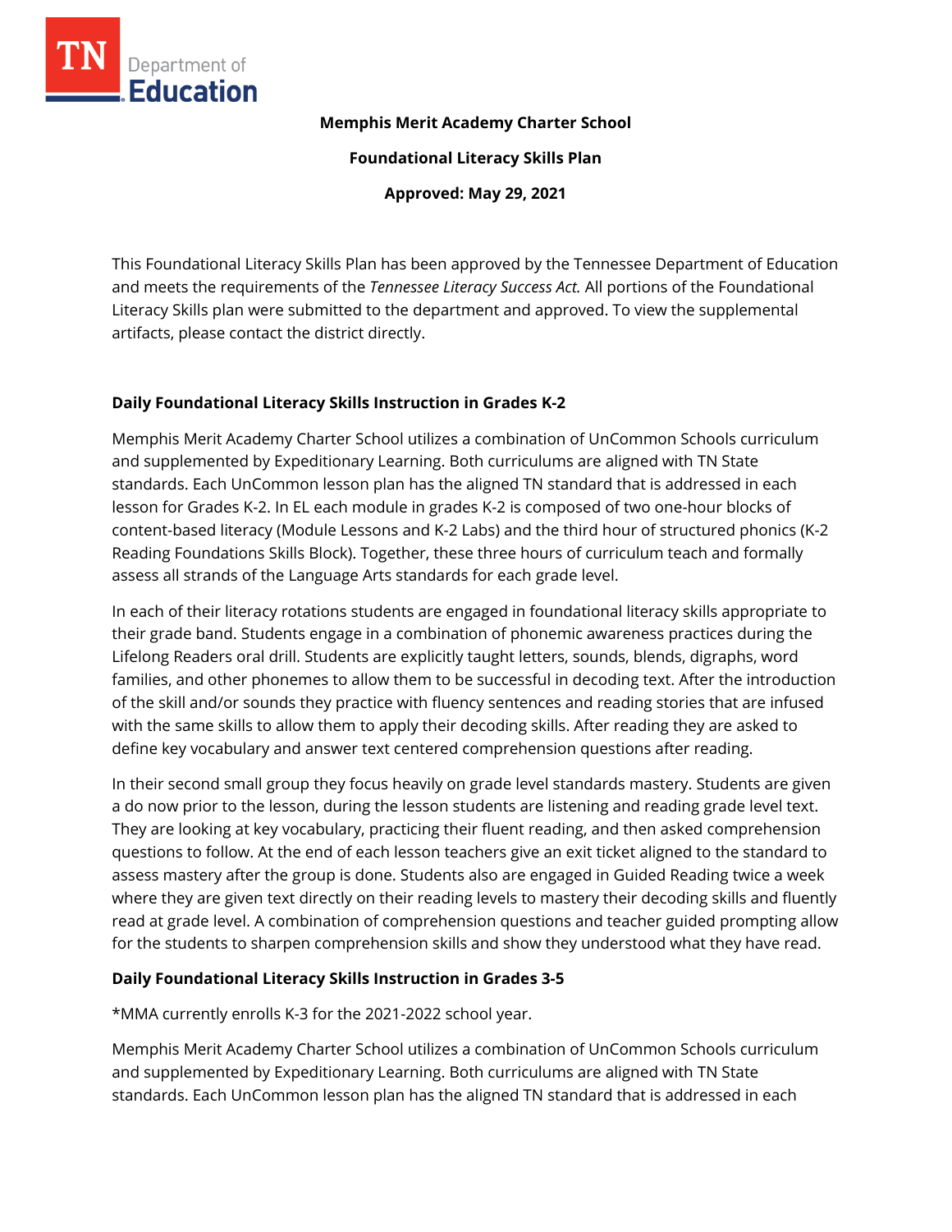**Memphis Merit Academy Charter School**

**Foundational Literacy Skills Plan**

**Approved: May 29, 2021**

This Foundational Literacy Skills Plan has been approved by the Tennessee Department of Education and meets the requirements of the *Tennessee Literacy Success Act.* All portions of the Foundational Literacy Skills plan were submitted to the department and approved. To view the supplemental artifacts, please contact the district directly.

## Daily Foundational Literacy Skills Instruction in Grades K-2

Memphis Merit Academy Charter School utilizes a combination of UnCommon Schools curriculum and supplemented by Expeditionary Learning. Both curriculums are aligned with TN State standards. Each UnCommon lesson plan has the aligned TN standard that is addressed in each lesson for Grades K-2. In EL each module in grades K-2 is composed of two one-hour blocks of content-based literacy (Module Lessons and K-2 Labs) and the third hour of structured phonics (K-2 Reading Foundations Skills Block). Together, these three hours of curriculum teach and formally assess all strands of the Language Arts standards for each grade level.

In each of their literacy rotations students are engaged in foundational literacy skills appropriate to their grade band. Students engage in a combination of phonemic awareness practices during the Lifelong Readers oral drill. Students are explicitly taught letters, sounds, blends, digraphs, word families, and other phonemes to allow them to be successful in decoding text. After the introduction of the skill and/or sounds they practice with fluency sentences and reading stories that are infused with the same skills to allow them to apply their decoding skills. After reading they are asked to define key vocabulary and answer text centered comprehension questions after reading.

In their second small group they focus heavily on grade level standards mastery. Students are given a do now prior to the lesson, during the lesson students are listening and reading grade level text. They are looking at key vocabulary, practicing their fluent reading, and then asked comprehension questions to follow. At the end of each lesson teachers give an exit ticket aligned to the standard to assess mastery after the group is done. Students also are engaged in Guided Reading twice a week where they are given text directly on their reading levels to mastery their decoding skills and fluently read at grade level. A combination of comprehension questions and teacher guided prompting allow for the students to sharpen comprehension skills and show they understood what they have read.

## Daily Foundational Literacy Skills Instruction in Grades 3-5

*MMA currently enrolls K-3 for the 2021-2022 school year.

Memphis Merit Academy Charter School utilizes a combination of UnCommon Schools curriculum and supplemented by Expeditionary Learning. Both curriculums are aligned with TN State standards. Each UnCommon lesson plan has the aligned TN standard that is addressed in each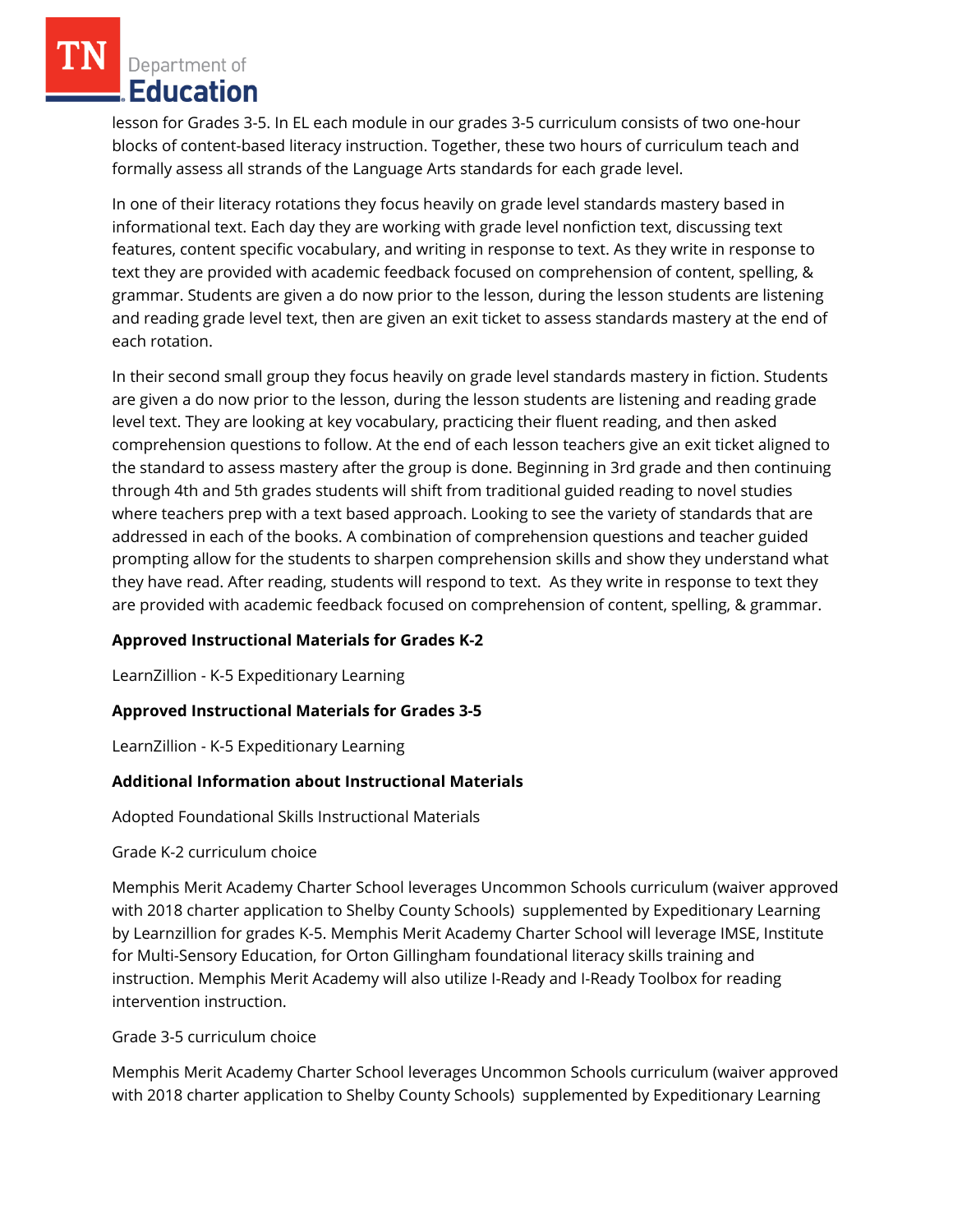lesson for Grades 3-5. In EL each module in our grades 3-5 curriculum consists of two one-hour blocks of content-based literacy instruction. Together, these two hours of curriculum teach and formally assess all strands of the Language Arts standards for each grade level.

In one of their literacy rotations they focus heavily on grade level standards mastery based in informational text. Each day they are working with grade level nonfiction text, discussing text features, content specific vocabulary, and writing in response to text. As they write in response to text they are provided with academic feedback focused on comprehension of content, spelling, & grammar. Students are given a do now prior to the lesson, during the lesson students are listening and reading grade level text, then are given an exit ticket to assess standards mastery at the end of each rotation.

In their second small group they focus heavily on grade level standards mastery in fiction. Students are given a do now prior to the lesson, during the lesson students are listening and reading grade level text. They are looking at key vocabulary, practicing their fluent reading, and then asked comprehension questions to follow. At the end of each lesson teachers give an exit ticket aligned to the standard to assess mastery after the group is done. Beginning in 3rd grade and then continuing through 4th and 5th grades students will shift from traditional guided reading to novel studies where teachers prep with a text based approach. Looking to see the variety of standards that are addressed in each of the books. A combination of comprehension questions and teacher guided prompting allow for the students to sharpen comprehension skills and show they understand what they have read. After reading, students will respond to text. As they write in response to text they are provided with academic feedback focused on comprehension of content, spelling, & grammar.

**Approved Instructional Materials for Grades K-2**

LearnZillion - K-5 Expeditionary Learning

**Approved Instructional Materials for Grades 3-5**

LearnZillion - K-5 Expeditionary Learning

**Additional Information about Instructional Materials**

Adopted Foundational Skills Instructional Materials

Grade K-2 curriculum choice

Memphis Merit Academy Charter School leverages Uncommon Schools curriculum (waiver approved with 2018 charter application to Shelby County Schools) supplemented by Expeditionary Learning by Learnzillion for grades K-5. Memphis Merit Academy Charter School will leverage IMSE, Institute for Multi-Sensory Education, for Orton Gillingham foundational literacy skills training and instruction. Memphis Merit Academy will also utilize I-Ready and I-Ready Toolbox for reading intervention instruction.

Grade 3-5 curriculum choice

Memphis Merit Academy Charter School leverages Uncommon Schools curriculum (waiver approved with 2018 charter application to Shelby County Schools) supplemented by Expeditionary Learning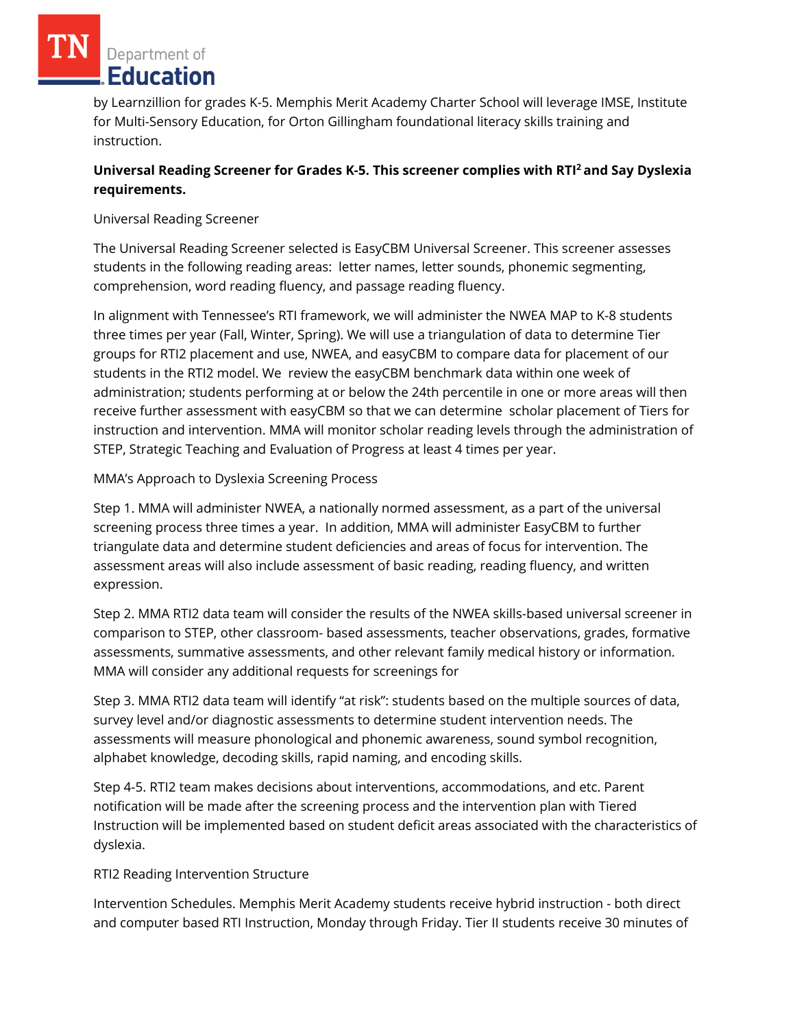by Learnzillion for grades K-5. Memphis Merit Academy Charter School will leverage IMSE, Institute for Multi-Sensory Education, for Orton Gillingham foundational literacy skills training and instruction.

**Universal Reading Screener for Grades K-5. This screener complies with RTI² and Say Dyslexia requirements.**

Universal Reading Screener

The Universal Reading Screener selected is EasyCBM Universal Screener. This screener assesses students in the following reading areas: letter names, letter sounds, phonemic segmenting, comprehension, word reading fluency, and passage reading fluency.

In alignment with Tennessee's RTI framework, we will administer the NWEA MAP to K-8 students three times per year (Fall, Winter, Spring). We will use a triangulation of data to determine Tier groups for RTI2 placement and use, NWEA, and easyCBM to compare data for placement of our students in the RTI2 model. We review the easyCBM benchmark data within one week of administration; students performing at or below the 24th percentile in one or more areas will then receive further assessment with easyCBM so that we can determine scholar placement of Tiers for instruction and intervention. MMA will monitor scholar reading levels through the administration of STEP, Strategic Teaching and Evaluation of Progress at least 4 times per year.

MMA's Approach to Dyslexia Screening Process

Step 1. MMA will administer NWEA, a nationally normed assessment, as a part of the universal screening process three times a year. In addition, MMA will administer EasyCBM to further triangulate data and determine student deficiencies and areas of focus for intervention. The assessment areas will also include assessment of basic reading, reading fluency, and written expression.

Step 2. MMA RTI2 data team will consider the results of the NWEA skills-based universal screener in comparison to STEP, other classroom- based assessments, teacher observations, grades, formative assessments, summative assessments, and other relevant family medical history or information. MMA will consider any additional requests for screenings for

Step 3. MMA RTI2 data team will identify "at risk": students based on the multiple sources of data, survey level and/or diagnostic assessments to determine student intervention needs. The assessments will measure phonological and phonemic awareness, sound symbol recognition, alphabet knowledge, decoding skills, rapid naming, and encoding skills.

Step 4-5. RTI2 team makes decisions about interventions, accommodations, and etc. Parent notification will be made after the screening process and the intervention plan with Tiered Instruction will be implemented based on student deficit areas associated with the characteristics of dyslexia.

RTI2 Reading Intervention Structure

Intervention Schedules. Memphis Merit Academy students receive hybrid instruction - both direct and computer based RTI Instruction, Monday through Friday. Tier II students receive 30 minutes of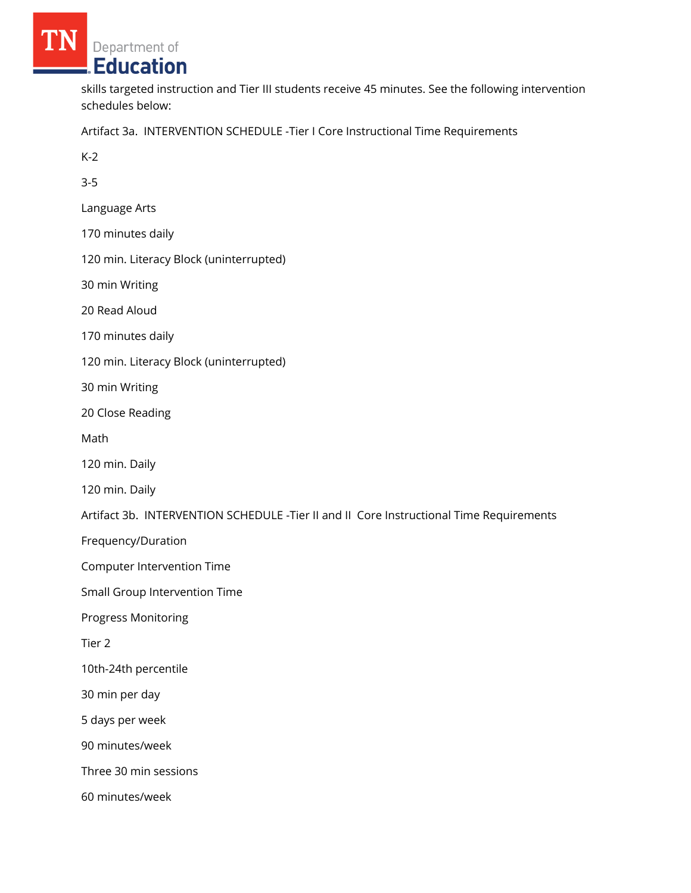skills targeted instruction and Tier III students receive 45 minutes. See the following intervention schedules below:

Artifact 3a. INTERVENTION SCHEDULE -Tier I Core Instructional Time Requirements

K-2

3-5

Language Arts

170 minutes daily

120 min. Literacy Block (uninterrupted)

30 min Writing

20 Read Aloud

170 minutes daily

120 min. Literacy Block (uninterrupted)

30 min Writing

20 Close Reading

Math

120 min. Daily

120 min. Daily

Artifact 3b. INTERVENTION SCHEDULE -Tier II and II Core Instructional Time Requirements

Frequency/Duration

Computer Intervention Time

Small Group Intervention Time

Progress Monitoring

Tier 2

10th-24th percentile

30 min per day

5 days per week

90 minutes/week

Three 30 min sessions

60 minutes/week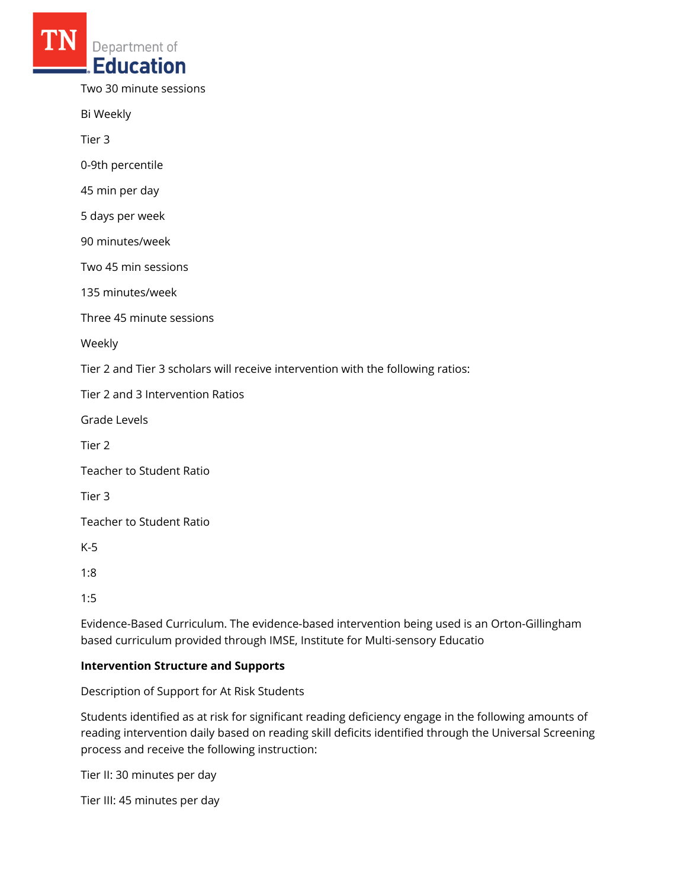Two 30 minute sessions

Bi Weekly

Tier 3

0-9th percentile

45 min per day

5 days per week

90 minutes/week

Two 45 min sessions

135 minutes/week

Three 45 minute sessions

Weekly

Tier 2 and Tier 3 scholars will receive intervention with the following ratios:

Tier 2 and 3 Intervention Ratios

Grade Levels

Tier 2

Teacher to Student Ratio

Tier 3

Teacher to Student Ratio

K-5

1:8

1:5

Evidence-Based Curriculum. The evidence-based intervention being used is an Orton-Gillingham based curriculum provided through IMSE, Institute for Multi-sensory Educatio

**Intervention Structure and Supports**

Description of Support for At Risk Students

Students identified as at risk for significant reading deficiency engage in the following amounts of reading intervention daily based on reading skill deficits identified through the Universal Screening process and receive the following instruction:

Tier II: 30 minutes per day

Tier III: 45 minutes per day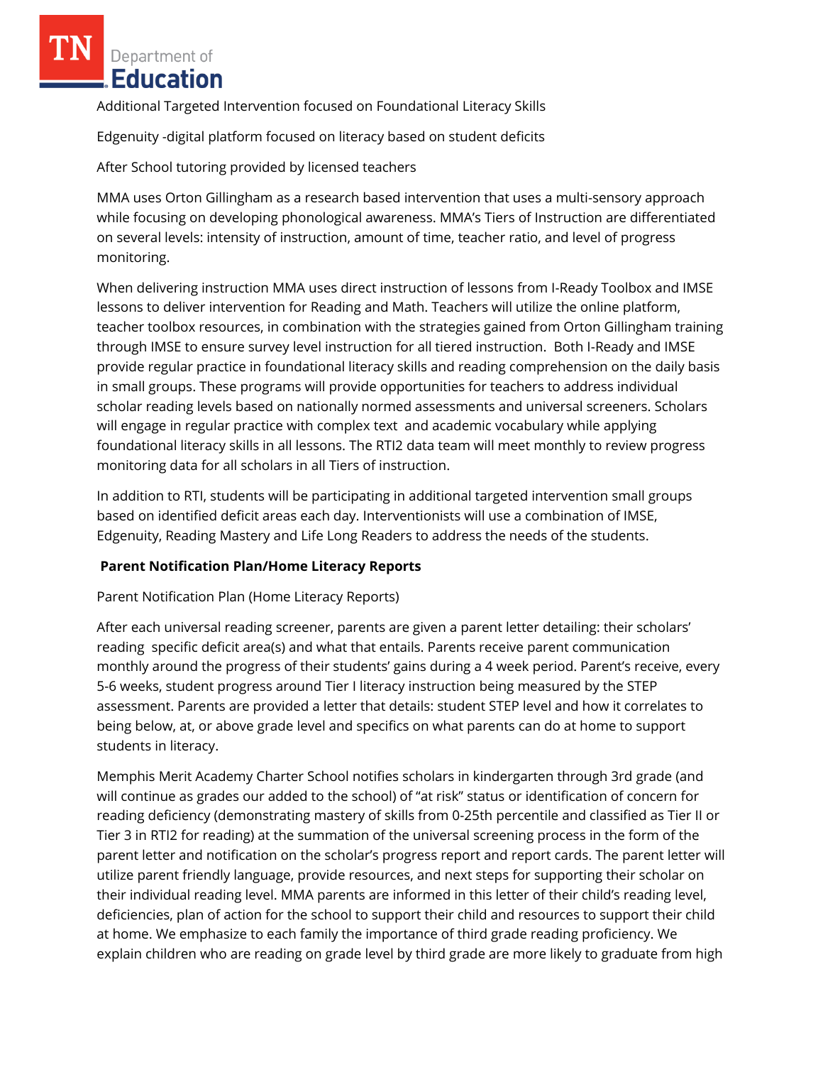Additional Targeted Intervention focused on Foundational Literacy Skills

Edgenuity -digital platform focused on literacy based on student deficits

After School tutoring provided by licensed teachers

MMA uses Orton Gillingham as a research based intervention that uses a multi-sensory approach while focusing on developing phonological awareness. MMA's Tiers of Instruction are differentiated on several levels: intensity of instruction, amount of time, teacher ratio, and level of progress monitoring.

When delivering instruction MMA uses direct instruction of lessons from I-Ready Toolbox and IMSE lessons to deliver intervention for Reading and Math. Teachers will utilize the online platform, teacher toolbox resources, in combination with the strategies gained from Orton Gillingham training through IMSE to ensure survey level instruction for all tiered instruction. Both I-Ready and IMSE provide regular practice in foundational literacy skills and reading comprehension on the daily basis in small groups. These programs will provide opportunities for teachers to address individual scholar reading levels based on nationally normed assessments and universal screeners. Scholars will engage in regular practice with complex text and academic vocabulary while applying foundational literacy skills in all lessons. The RTI2 data team will meet monthly to review progress monitoring data for all scholars in all Tiers of instruction.

In addition to RTI, students will be participating in additional targeted intervention small groups based on identified deficit areas each day. Interventionists will use a combination of IMSE, Edgenuity, Reading Mastery and Life Long Readers to address the needs of the students.

**Parent Notification Plan/Home Literacy Reports**

Parent Notification Plan (Home Literacy Reports)

After each universal reading screener, parents are given a parent letter detailing: their scholars' reading specific deficit area(s) and what that entails. Parents receive parent communication monthly around the progress of their students' gains during a 4 week period. Parent's receive, every 5-6 weeks, student progress around Tier I literacy instruction being measured by the STEP assessment. Parents are provided a letter that details: student STEP level and how it correlates to being below, at, or above grade level and specifics on what parents can do at home to support students in literacy.

Memphis Merit Academy Charter School notifies scholars in kindergarten through 3rd grade (and will continue as grades our added to the school) of "at risk" status or identification of concern for reading deficiency (demonstrating mastery of skills from 0-25th percentile and classified as Tier II or Tier 3 in RTI2 for reading) at the summation of the universal screening process in the form of the parent letter and notification on the scholar's progress report and report cards. The parent letter will utilize parent friendly language, provide resources, and next steps for supporting their scholar on their individual reading level. MMA parents are informed in this letter of their child's reading level, deficiencies, plan of action for the school to support their child and resources to support their child at home. We emphasize to each family the importance of third grade reading proficiency. We explain children who are reading on grade level by third grade are more likely to graduate from high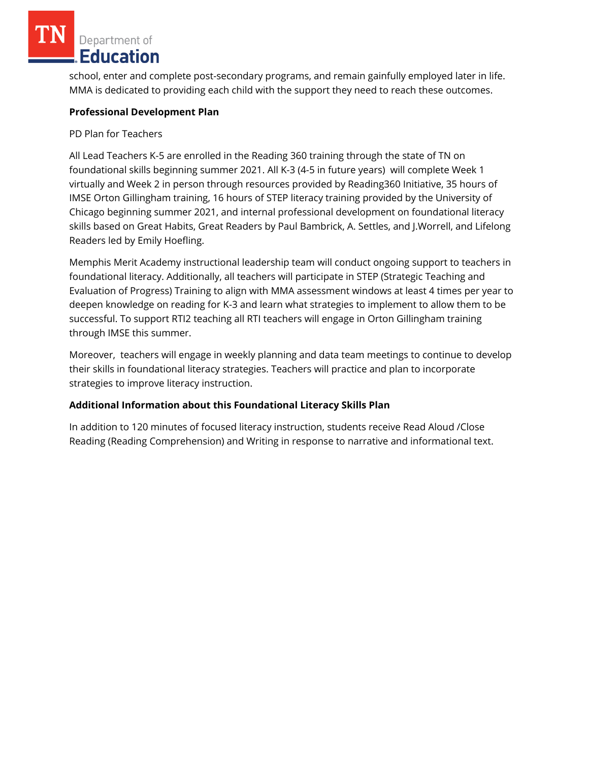school, enter and complete post-secondary programs, and remain gainfully employed later in life. MMA is dedicated to providing each child with the support they need to reach these outcomes.

**Professional Development Plan**

PD Plan for Teachers

All Lead Teachers K-5 are enrolled in the Reading 360 training through the state of TN on foundational skills beginning summer 2021. All K-3 (4-5 in future years) will complete Week 1 virtually and Week 2 in person through resources provided by Reading360 Initiative, 35 hours of IMSE Orton Gillingham training, 16 hours of STEP literacy training provided by the University of Chicago beginning summer 2021, and internal professional development on foundational literacy skills based on Great Habits, Great Readers by Paul Bambrick, A. Settles, and J.Worrell, and Lifelong Readers led by Emily Hoefling.

Memphis Merit Academy instructional leadership team will conduct ongoing support to teachers in foundational literacy. Additionally, all teachers will participate in STEP (Strategic Teaching and Evaluation of Progress) Training to align with MMA assessment windows at least 4 times per year to deepen knowledge on reading for K-3 and learn what strategies to implement to allow them to be successful. To support RTI2 teaching all RTI teachers will engage in Orton Gillingham training through IMSE this summer.

Moreover, teachers will engage in weekly planning and data team meetings to continue to develop their skills in foundational literacy strategies. Teachers will practice and plan to incorporate strategies to improve literacy instruction.

**Additional Information about this Foundational Literacy Skills Plan**

In addition to 120 minutes of focused literacy instruction, students receive Read Aloud /Close Reading (Reading Comprehension) and Writing in response to narrative and informational text.